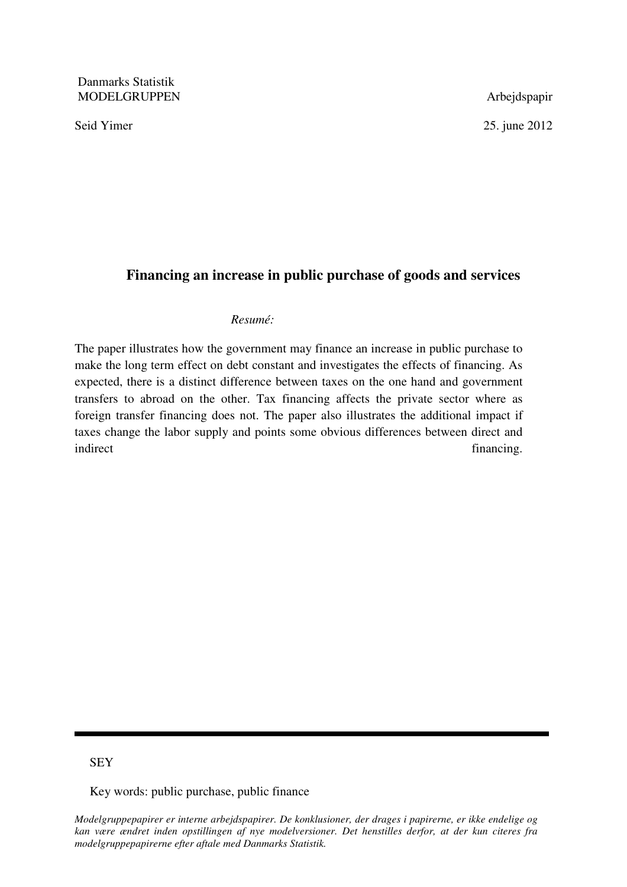Danmarks Statistik
MODELGRUPPEN

Arbejdspapir

Seid Yimer

25. june 2012

## Financing an increase in public purchase of goods and services

*Resumé:*

The paper illustrates how the government may finance an increase in public purchase to make the long term effect on debt constant and investigates the effects of financing. As expected, there is a distinct difference between taxes on the one hand and government transfers to abroad on the other. Tax financing affects the private sector where as foreign transfer financing does not. The paper also illustrates the additional impact if taxes change the labor supply and points some obvious differences between direct and indirect financing.

---

SEY

Key words: public purchase, public finance

*Modelgruppepapirer er interne arbejdspapirer. De konklusioner, der drages i papirerne, er ikke endelige og kan være ændret inden opstillingen af nye modelversioner. Det henstilles derfor, at der kun citeres fra modelgruppepapirerne efter aftale med Danmarks Statistik.*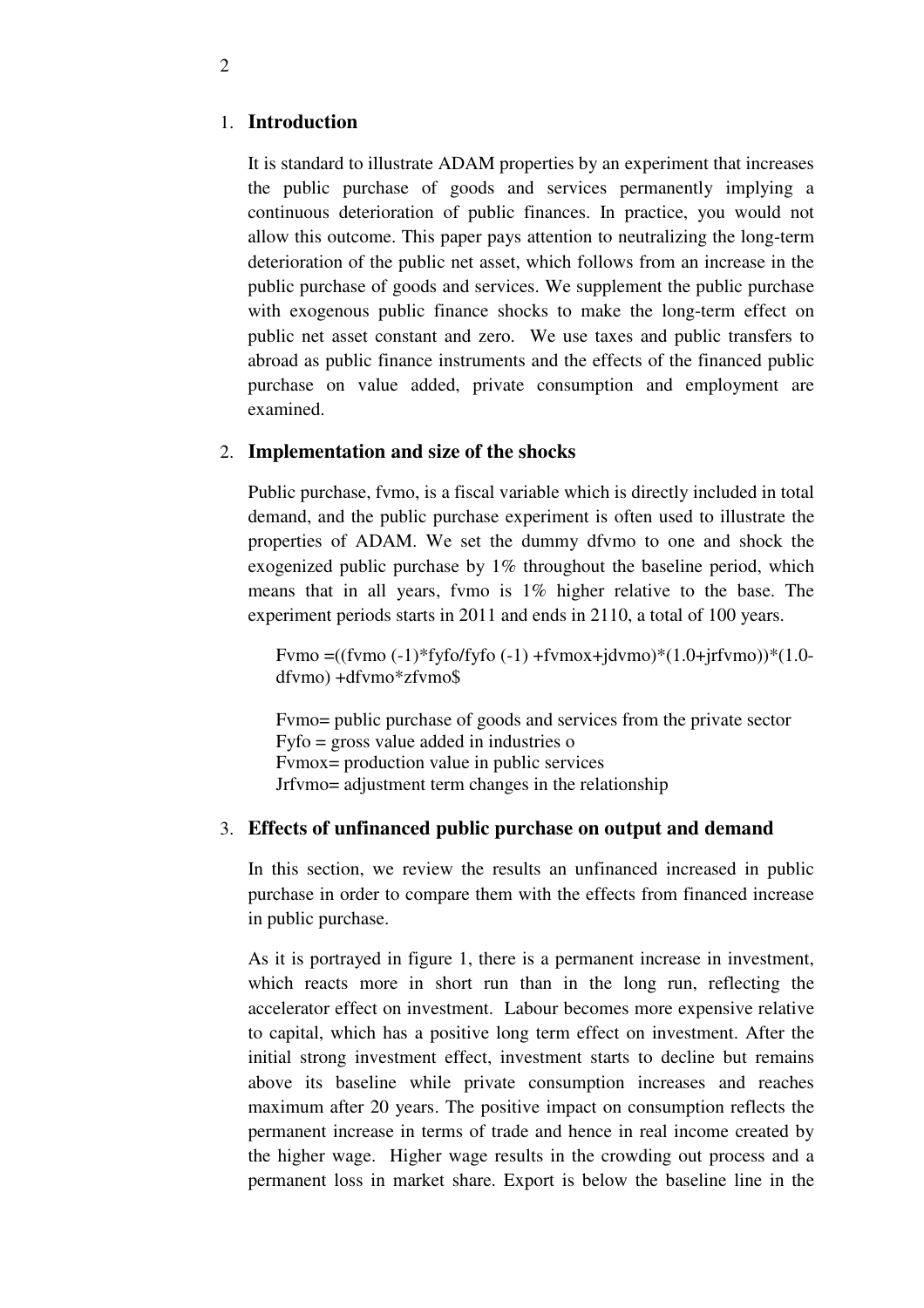## 1. Introduction

It is standard to illustrate ADAM properties by an experiment that increases the public purchase of goods and services permanently implying a continuous deterioration of public finances. In practice, you would not allow this outcome. This paper pays attention to neutralizing the long-term deterioration of the public net asset, which follows from an increase in the public purchase of goods and services. We supplement the public purchase with exogenous public finance shocks to make the long-term effect on public net asset constant and zero. We use taxes and public transfers to abroad as public finance instruments and the effects of the financed public purchase on value added, private consumption and employment are examined.

## 2. Implementation and size of the shocks

Public purchase, fvmo, is a fiscal variable which is directly included in total demand, and the public purchase experiment is often used to illustrate the properties of ADAM. We set the dummy dfvmo to one and shock the exogenized public purchase by 1% throughout the baseline period, which means that in all years, fvmo is 1% higher relative to the base. The experiment periods starts in 2011 and ends in 2110, a total of 100 years.

Fvmo =((fvmo (-1)*fyfo/fyfo (-1) +fvmox+jdvmo)*(1.0+jrfvmo))*(1.0-dfvmo) +dfvmo*zfvmo$

Fvmo= public purchase of goods and services from the private sector
Fyfo = gross value added in industries o
Fvmox= production value in public services
Jrfvmo= adjustment term changes in the relationship

## 3. Effects of unfinanced public purchase on output and demand

In this section, we review the results an unfinanced increased in public purchase in order to compare them with the effects from financed increase in public purchase.

As it is portrayed in figure 1, there is a permanent increase in investment, which reacts more in short run than in the long run, reflecting the accelerator effect on investment. Labour becomes more expensive relative to capital, which has a positive long term effect on investment. After the initial strong investment effect, investment starts to decline but remains above its baseline while private consumption increases and reaches maximum after 20 years. The positive impact on consumption reflects the permanent increase in terms of trade and hence in real income created by the higher wage. Higher wage results in the crowding out process and a permanent loss in market share. Export is below the baseline line in the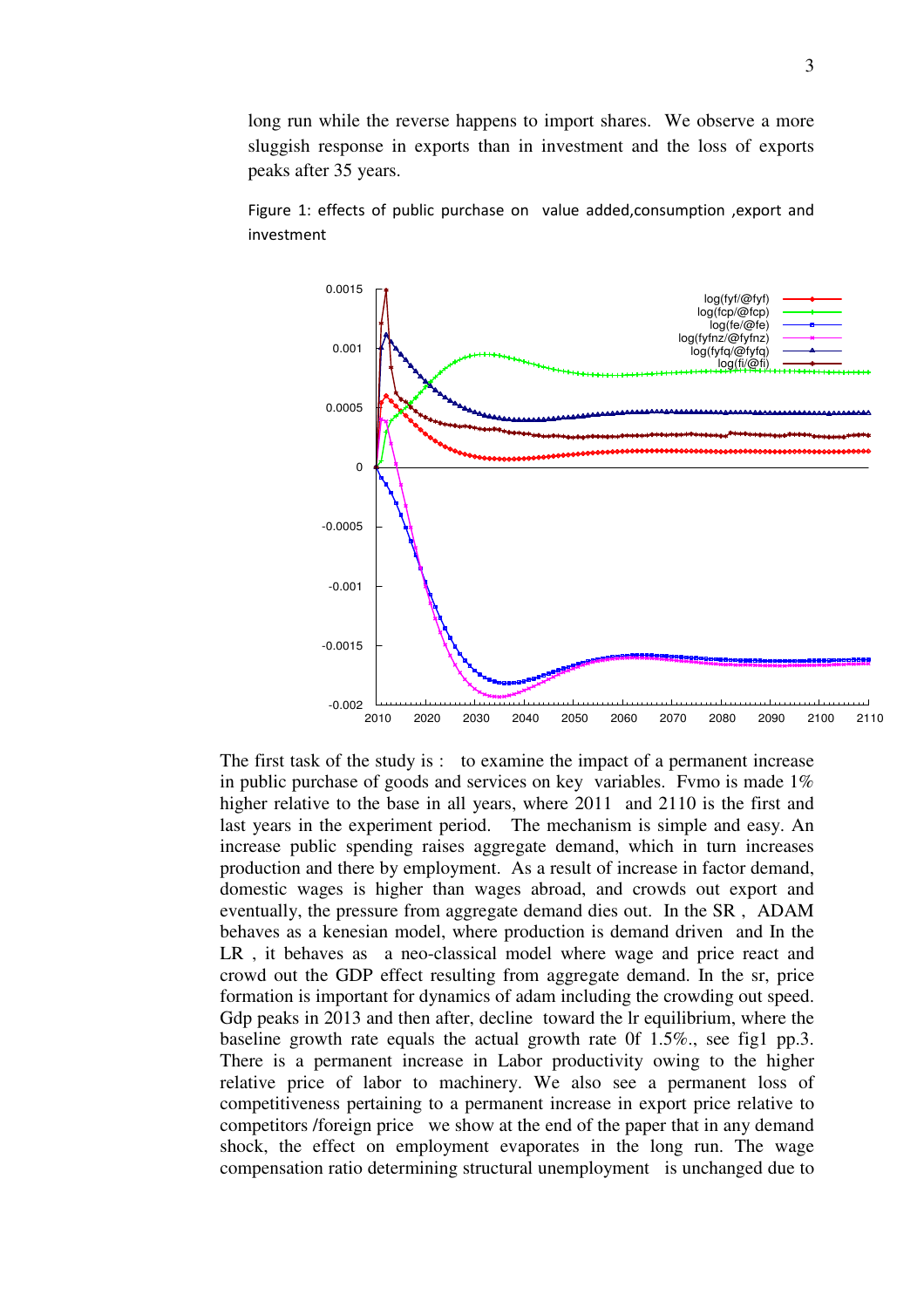long run while the reverse happens to import shares. We observe a more sluggish response in exports than in investment and the loss of exports peaks after 35 years.

Figure 1: effects of public purchase on value added,consumption ,export and investment

The first task of the study is : to examine the impact of a permanent increase in public purchase of goods and services on key variables. Fvmo is made 1% higher relative to the base in all years, where 2011 and 2110 is the first and last years in the experiment period. The mechanism is simple and easy. An increase public spending raises aggregate demand, which in turn increases production and there by employment. As a result of increase in factor demand, domestic wages is higher than wages abroad, and crowds out export and eventually, the pressure from aggregate demand dies out. In the SR , ADAM behaves as a kenesian model, where production is demand driven and In the LR , it behaves as a neo-classical model where wage and price react and crowd out the GDP effect resulting from aggregate demand. In the sr, price formation is important for dynamics of adam including the crowding out speed. Gdp peaks in 2013 and then after, decline toward the lr equilibrium, where the baseline growth rate equals the actual growth rate 0f 1.5%., see fig1 pp.3. There is a permanent increase in Labor productivity owing to the higher relative price of labor to machinery. We also see a permanent loss of competitiveness pertaining to a permanent increase in export price relative to competitors /foreign price we show at the end of the paper that in any demand shock, the effect on employment evaporates in the long run. The wage compensation ratio determining structural unemployment is unchanged due to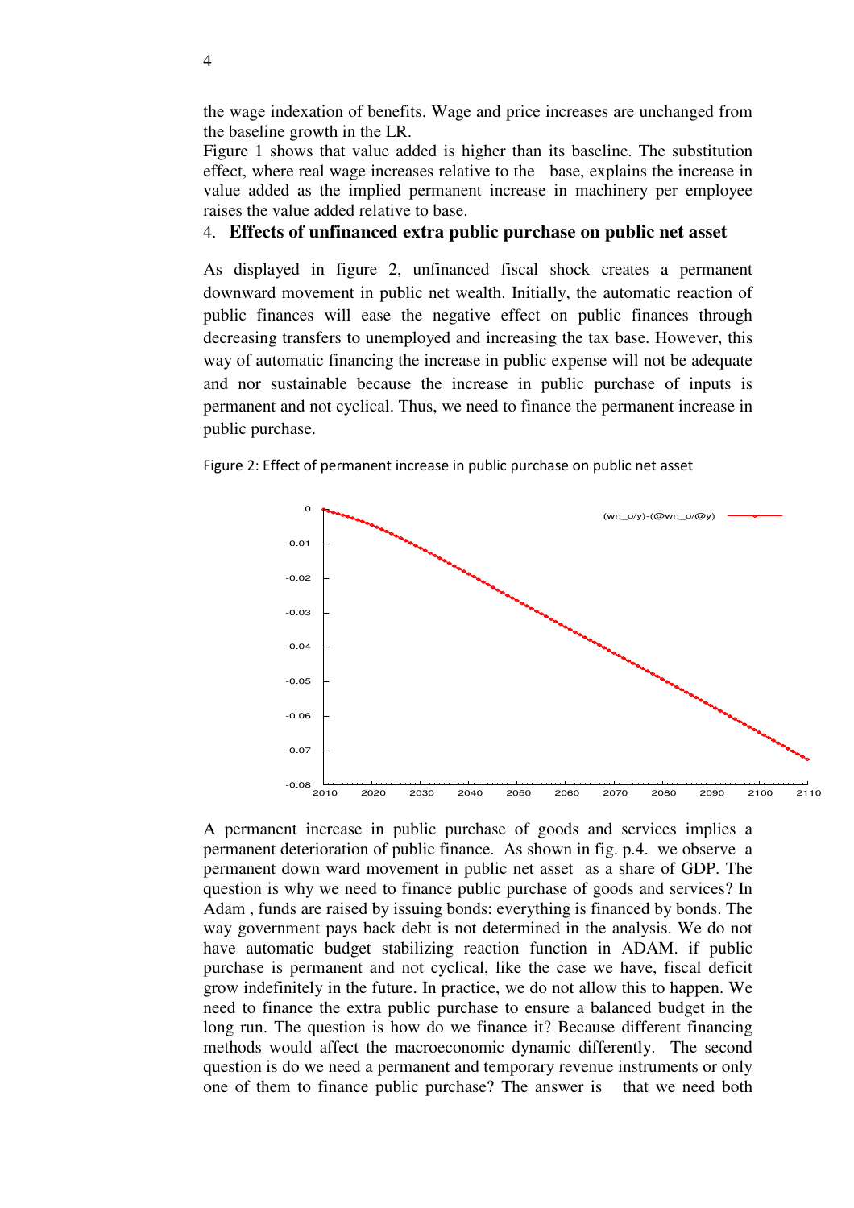the wage indexation of benefits. Wage and price increases are unchanged from the baseline growth in the LR.

Figure 1 shows that value added is higher than its baseline. The substitution effect, where real wage increases relative to the base, explains the increase in value added as the implied permanent increase in machinery per employee raises the value added relative to base.

## 4. **Effects of unfinanced extra public purchase on public net asset**

As displayed in figure 2, unfinanced fiscal shock creates a permanent downward movement in public net wealth. Initially, the automatic reaction of public finances will ease the negative effect on public finances through decreasing transfers to unemployed and increasing the tax base. However, this way of automatic financing the increase in public expense will not be adequate and nor sustainable because the increase in public purchase of inputs is permanent and not cyclical. Thus, we need to finance the permanent increase in public purchase.

Figure 2: Effect of permanent increase in public purchase on public net asset

A permanent increase in public purchase of goods and services implies a permanent deterioration of public finance. As shown in fig. p.4. we observe a permanent down ward movement in public net asset as a share of GDP. The question is why we need to finance public purchase of goods and services? In Adam , funds are raised by issuing bonds: everything is financed by bonds. The way government pays back debt is not determined in the analysis. We do not have automatic budget stabilizing reaction function in ADAM. if public purchase is permanent and not cyclical, like the case we have, fiscal deficit grow indefinitely in the future. In practice, we do not allow this to happen. We need to finance the extra public purchase to ensure a balanced budget in the long run. The question is how do we finance it? Because different financing methods would affect the macroeconomic dynamic differently. The second question is do we need a permanent and temporary revenue instruments or only one of them to finance public purchase? The answer is that we need both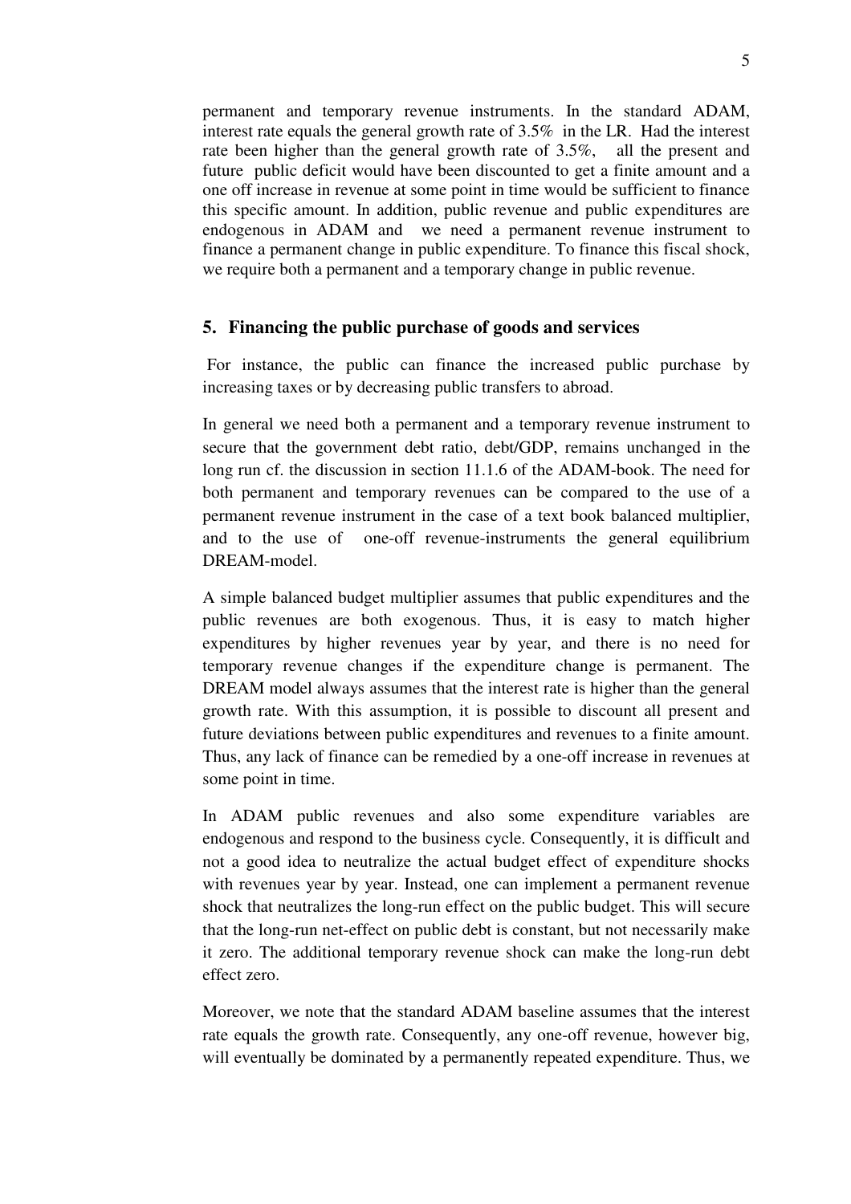permanent and temporary revenue instruments. In the standard ADAM, interest rate equals the general growth rate of 3.5% in the LR. Had the interest rate been higher than the general growth rate of 3.5%, all the present and future public deficit would have been discounted to get a finite amount and a one off increase in revenue at some point in time would be sufficient to finance this specific amount. In addition, public revenue and public expenditures are endogenous in ADAM and we need a permanent revenue instrument to finance a permanent change in public expenditure. To finance this fiscal shock, we require both a permanent and a temporary change in public revenue.

## 5. Financing the public purchase of goods and services

For instance, the public can finance the increased public purchase by increasing taxes or by decreasing public transfers to abroad.

In general we need both a permanent and a temporary revenue instrument to secure that the government debt ratio, debt/GDP, remains unchanged in the long run cf. the discussion in section 11.1.6 of the ADAM-book. The need for both permanent and temporary revenues can be compared to the use of a permanent revenue instrument in the case of a text book balanced multiplier, and to the use of one-off revenue-instruments the general equilibrium DREAM-model.

A simple balanced budget multiplier assumes that public expenditures and the public revenues are both exogenous. Thus, it is easy to match higher expenditures by higher revenues year by year, and there is no need for temporary revenue changes if the expenditure change is permanent. The DREAM model always assumes that the interest rate is higher than the general growth rate. With this assumption, it is possible to discount all present and future deviations between public expenditures and revenues to a finite amount. Thus, any lack of finance can be remedied by a one-off increase in revenues at some point in time.

In ADAM public revenues and also some expenditure variables are endogenous and respond to the business cycle. Consequently, it is difficult and not a good idea to neutralize the actual budget effect of expenditure shocks with revenues year by year. Instead, one can implement a permanent revenue shock that neutralizes the long-run effect on the public budget. This will secure that the long-run net-effect on public debt is constant, but not necessarily make it zero. The additional temporary revenue shock can make the long-run debt effect zero.

Moreover, we note that the standard ADAM baseline assumes that the interest rate equals the growth rate. Consequently, any one-off revenue, however big, will eventually be dominated by a permanently repeated expenditure. Thus, we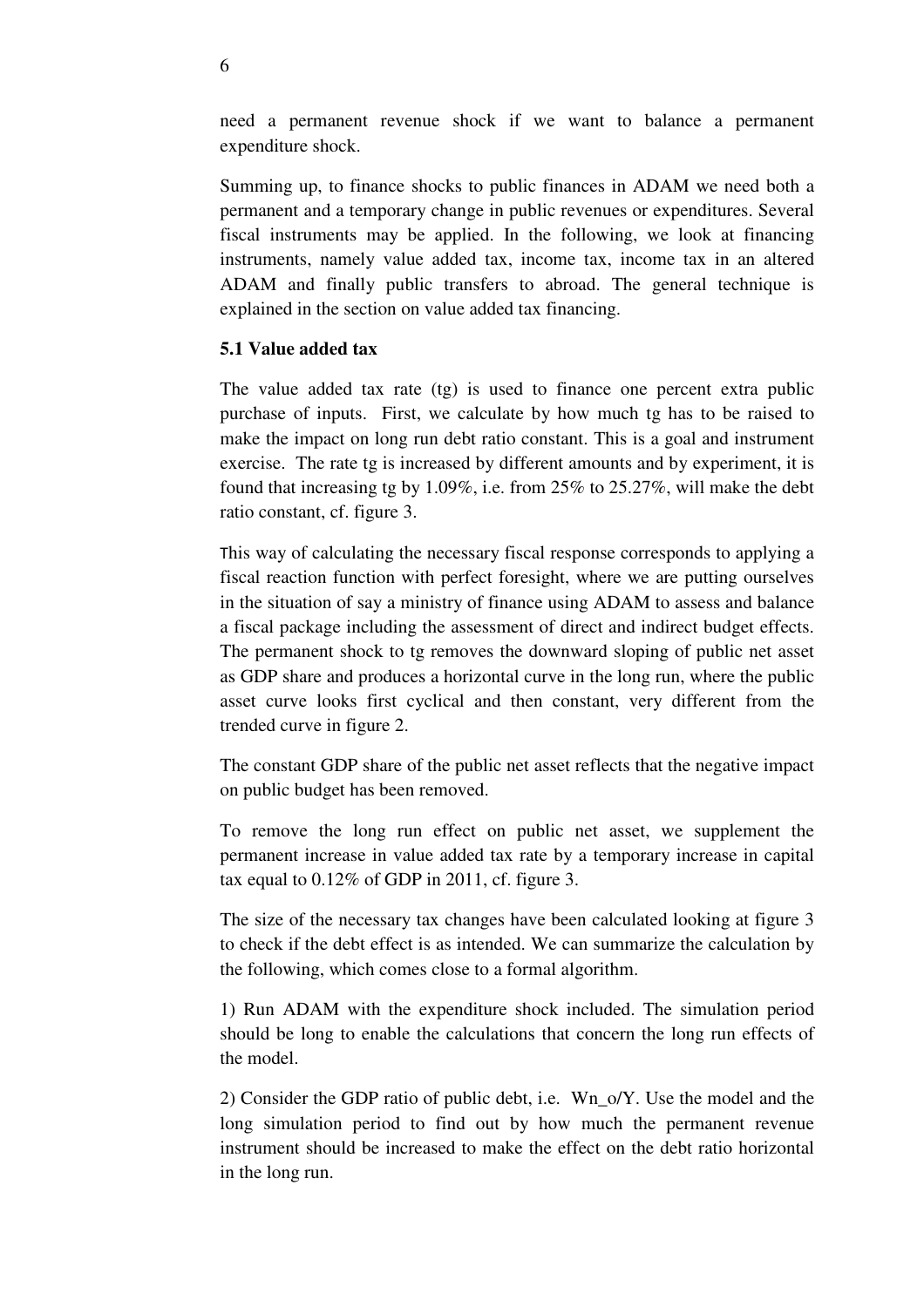need a permanent revenue shock if we want to balance a permanent expenditure shock.

Summing up, to finance shocks to public finances in ADAM we need both a permanent and a temporary change in public revenues or expenditures. Several fiscal instruments may be applied. In the following, we look at financing instruments, namely value added tax, income tax, income tax in an altered ADAM and finally public transfers to abroad. The general technique is explained in the section on value added tax financing.

### 5.1 Value added tax

The value added tax rate (tg) is used to finance one percent extra public purchase of inputs. First, we calculate by how much tg has to be raised to make the impact on long run debt ratio constant. This is a goal and instrument exercise. The rate tg is increased by different amounts and by experiment, it is found that increasing tg by 1.09%, i.e. from 25% to 25.27%, will make the debt ratio constant, cf. figure 3.

This way of calculating the necessary fiscal response corresponds to applying a fiscal reaction function with perfect foresight, where we are putting ourselves in the situation of say a ministry of finance using ADAM to assess and balance a fiscal package including the assessment of direct and indirect budget effects. The permanent shock to tg removes the downward sloping of public net asset as GDP share and produces a horizontal curve in the long run, where the public asset curve looks first cyclical and then constant, very different from the trended curve in figure 2.

The constant GDP share of the public net asset reflects that the negative impact on public budget has been removed.

To remove the long run effect on public net asset, we supplement the permanent increase in value added tax rate by a temporary increase in capital tax equal to 0.12% of GDP in 2011, cf. figure 3.

The size of the necessary tax changes have been calculated looking at figure 3 to check if the debt effect is as intended. We can summarize the calculation by the following, which comes close to a formal algorithm.

1) Run ADAM with the expenditure shock included. The simulation period should be long to enable the calculations that concern the long run effects of the model.

2) Consider the GDP ratio of public debt, i.e. Wn_o/Y. Use the model and the long simulation period to find out by how much the permanent revenue instrument should be increased to make the effect on the debt ratio horizontal in the long run.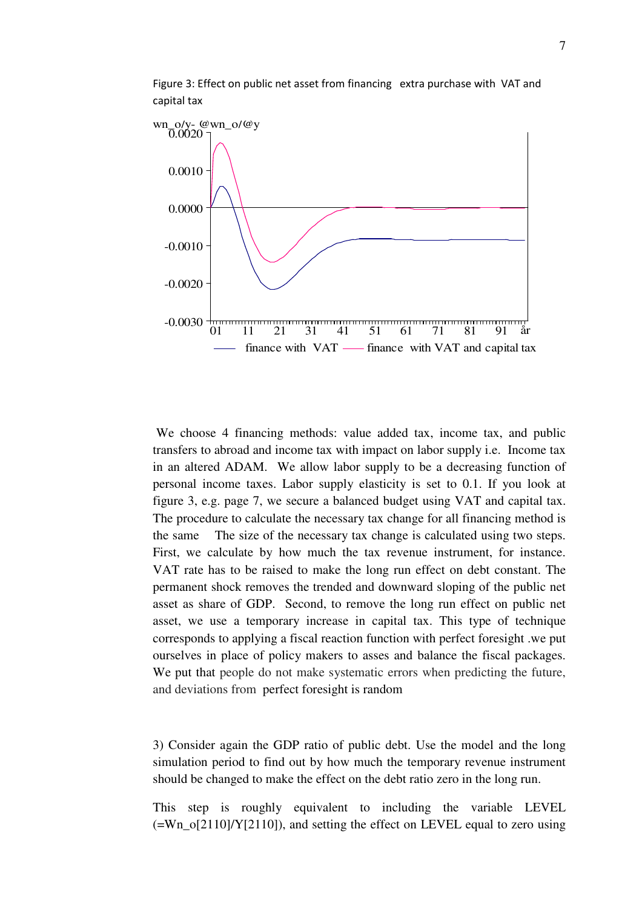Figure 3: Effect on public net asset from financing extra purchase with VAT and capital tax

We choose 4 financing methods: value added tax, income tax, and public transfers to abroad and income tax with impact on labor supply i.e. Income tax in an altered ADAM. We allow labor supply to be a decreasing function of personal income taxes. Labor supply elasticity is set to 0.1. If you look at figure 3, e.g. page 7, we secure a balanced budget using VAT and capital tax. The procedure to calculate the necessary tax change for all financing method is the same The size of the necessary tax change is calculated using two steps. First, we calculate by how much the tax revenue instrument, for instance. VAT rate has to be raised to make the long run effect on debt constant. The permanent shock removes the trended and downward sloping of the public net asset as share of GDP. Second, to remove the long run effect on public net asset, we use a temporary increase in capital tax. This type of technique corresponds to applying a fiscal reaction function with perfect foresight .we put ourselves in place of policy makers to asses and balance the fiscal packages. We put that people do not make systematic errors when predicting the future, and deviations from perfect foresight is random

3) Consider again the GDP ratio of public debt. Use the model and the long simulation period to find out by how much the temporary revenue instrument should be changed to make the effect on the debt ratio zero in the long run.

This step is roughly equivalent to including the variable LEVEL (=Wn_o[2110]/Y[2110]), and setting the effect on LEVEL equal to zero using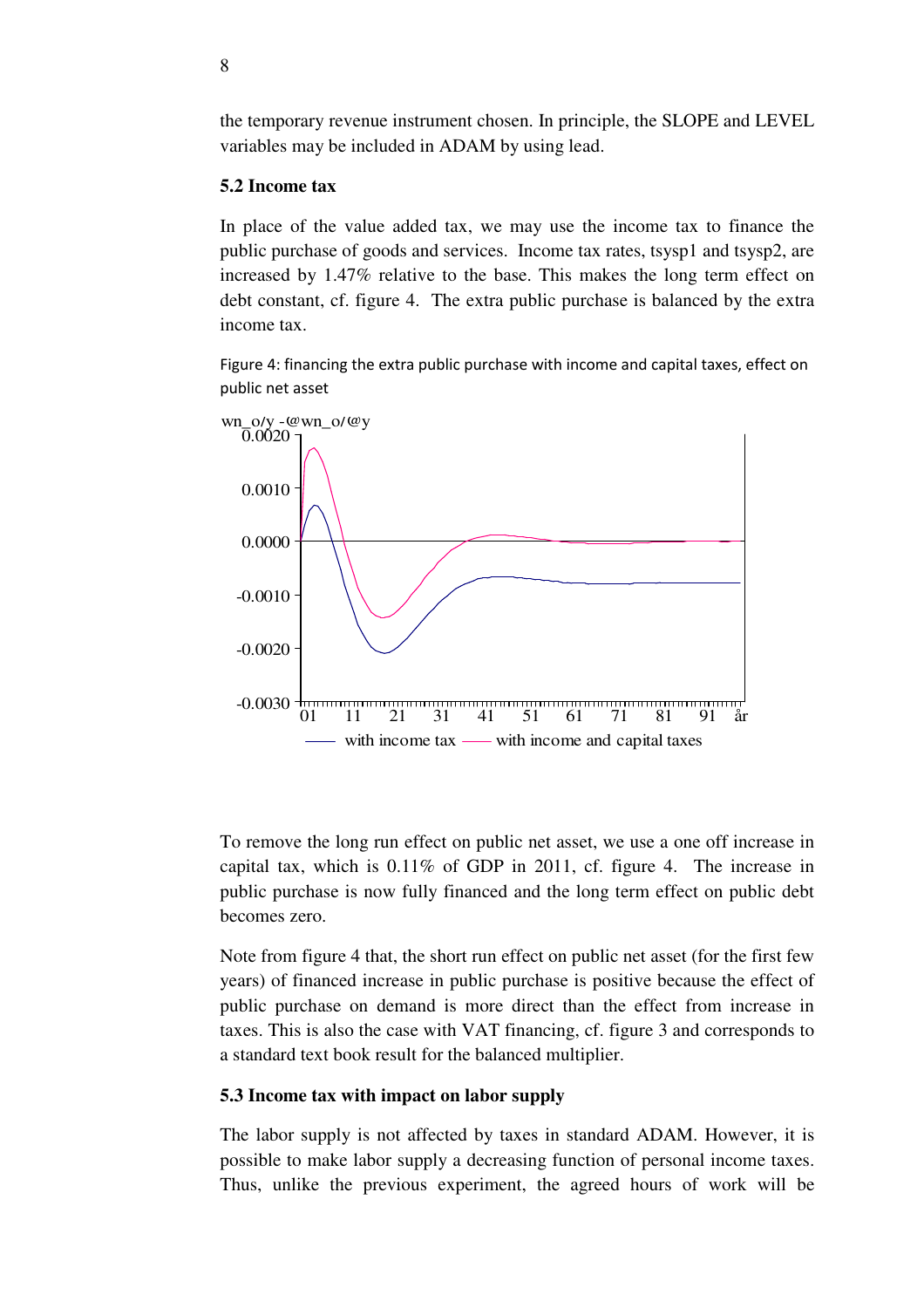the temporary revenue instrument chosen. In principle, the SLOPE and LEVEL variables may be included in ADAM by using lead.

### 5.2 Income tax

In place of the value added tax, we may use the income tax to finance the public purchase of goods and services. Income tax rates, tsysp1 and tsysp2, are increased by 1.47% relative to the base. This makes the long term effect on debt constant, cf. figure 4. The extra public purchase is balanced by the extra income tax.

Figure 4: financing the extra public purchase with income and capital taxes, effect on public net asset

To remove the long run effect on public net asset, we use a one off increase in capital tax, which is 0.11% of GDP in 2011, cf. figure 4. The increase in public purchase is now fully financed and the long term effect on public debt becomes zero.

Note from figure 4 that, the short run effect on public net asset (for the first few years) of financed increase in public purchase is positive because the effect of public purchase on demand is more direct than the effect from increase in taxes. This is also the case with VAT financing, cf. figure 3 and corresponds to a standard text book result for the balanced multiplier.

### 5.3 Income tax with impact on labor supply

The labor supply is not affected by taxes in standard ADAM. However, it is possible to make labor supply a decreasing function of personal income taxes. Thus, unlike the previous experiment, the agreed hours of work will be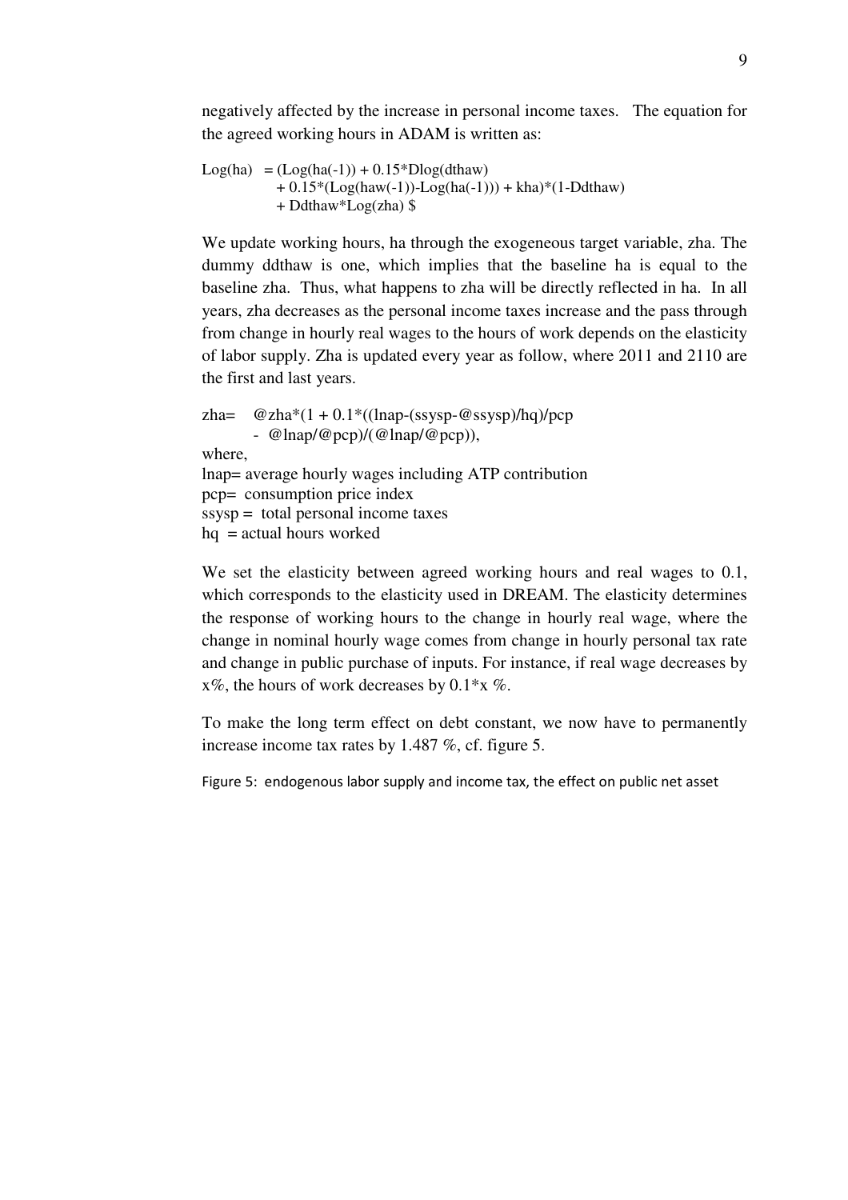negatively affected by the increase in personal income taxes. The equation for the agreed working hours in ADAM is written as:

```
Log(ha)  = (Log(ha(-1)) + 0.15*Dlog(dthaw)
           + 0.15*(Log(haw(-1))-Log(ha(-1))) + kha)*(1-Ddthaw)
           + Ddthaw*Log(zha) $
```

We update working hours, ha through the exogeneous target variable, zha. The dummy ddthaw is one, which implies that the baseline ha is equal to the baseline zha. Thus, what happens to zha will be directly reflected in ha. In all years, zha decreases as the personal income taxes increase and the pass through from change in hourly real wages to the hours of work depends on the elasticity of labor supply. Zha is updated every year as follow, where 2011 and 2110 are the first and last years.

```
zha=   @zha*(1 + 0.1*((lnap-(ssysp-@ssysp)/hq)/pcp
       - @lnap/@pcp)/(@lnap/@pcp)),
```

where,
lnap= average hourly wages including ATP contribution
pcp= consumption price index
ssysp = total personal income taxes
hq = actual hours worked

We set the elasticity between agreed working hours and real wages to 0.1, which corresponds to the elasticity used in DREAM. The elasticity determines the response of working hours to the change in hourly real wage, where the change in nominal hourly wage comes from change in hourly personal tax rate and change in public purchase of inputs. For instance, if real wage decreases by x%, the hours of work decreases by 0.1*x %.

To make the long term effect on debt constant, we now have to permanently increase income tax rates by 1.487 %, cf. figure 5.

Figure 5: endogenous labor supply and income tax, the effect on public net asset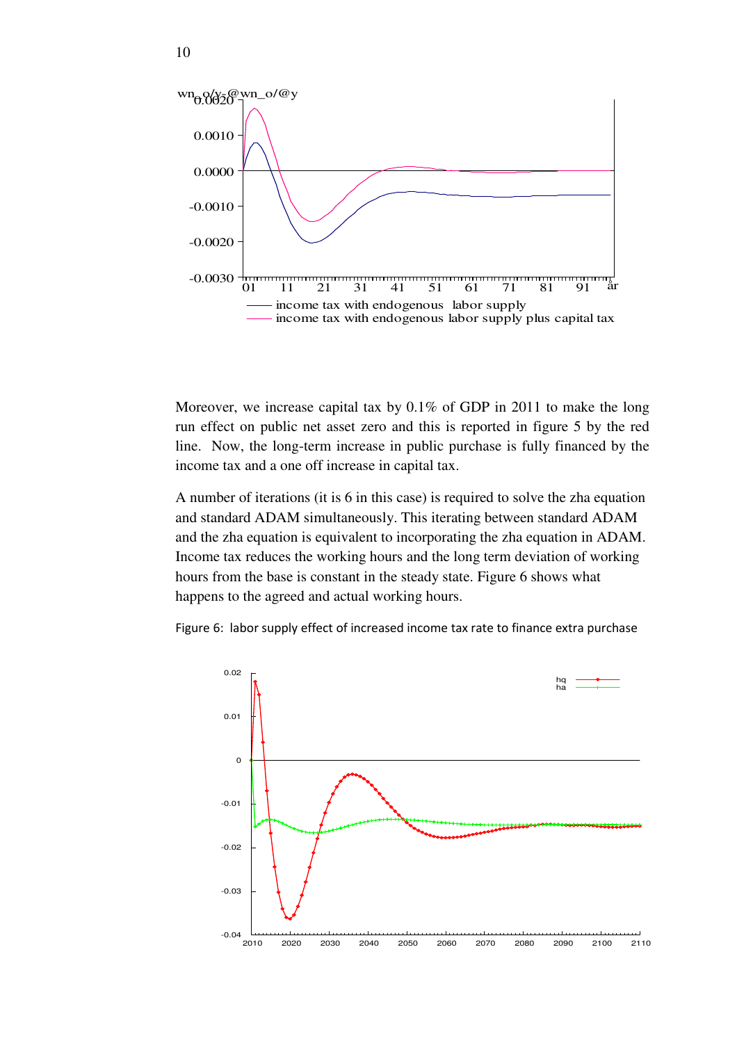Moreover, we increase capital tax by 0.1% of GDP in 2011 to make the long run effect on public net asset zero and this is reported in figure 5 by the red line. Now, the long-term increase in public purchase is fully financed by the income tax and a one off increase in capital tax.

A number of iterations (it is 6 in this case) is required to solve the zha equation and standard ADAM simultaneously. This iterating between standard ADAM and the zha equation is equivalent to incorporating the zha equation in ADAM. Income tax reduces the working hours and the long term deviation of working hours from the base is constant in the steady state. Figure 6 shows what happens to the agreed and actual working hours.

Figure 6: labor supply effect of increased income tax rate to finance extra purchase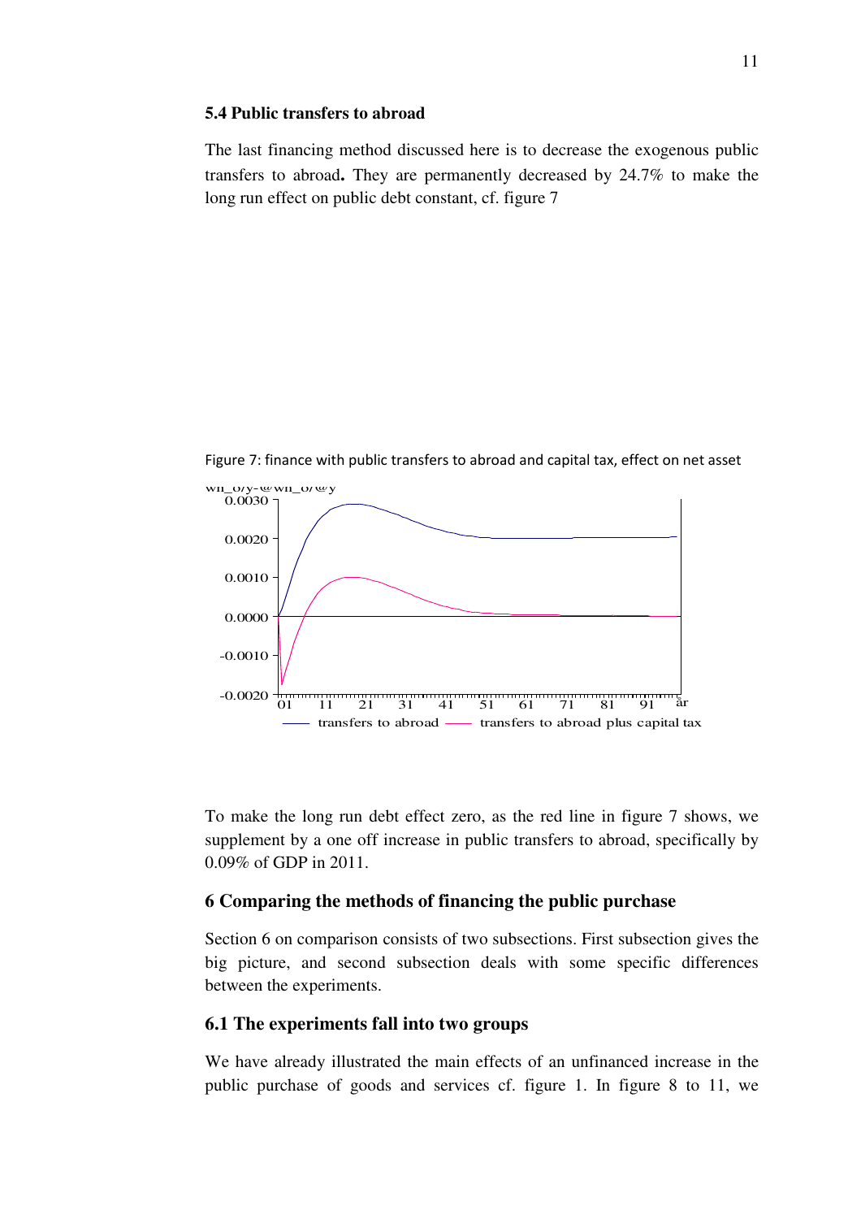### 5.4 Public transfers to abroad

The last financing method discussed here is to decrease the exogenous public transfers to abroad**.** They are permanently decreased by 24.7% to make the long run effect on public debt constant, cf. figure 7

Figure 7: finance with public transfers to abroad and capital tax, effect on net asset

To make the long run debt effect zero, as the red line in figure 7 shows, we supplement by a one off increase in public transfers to abroad, specifically by 0.09% of GDP in 2011.

## 6 Comparing the methods of financing the public purchase

Section 6 on comparison consists of two subsections. First subsection gives the big picture, and second subsection deals with some specific differences between the experiments.

### 6.1 The experiments fall into two groups

We have already illustrated the main effects of an unfinanced increase in the public purchase of goods and services cf. figure 1. In figure 8 to 11, we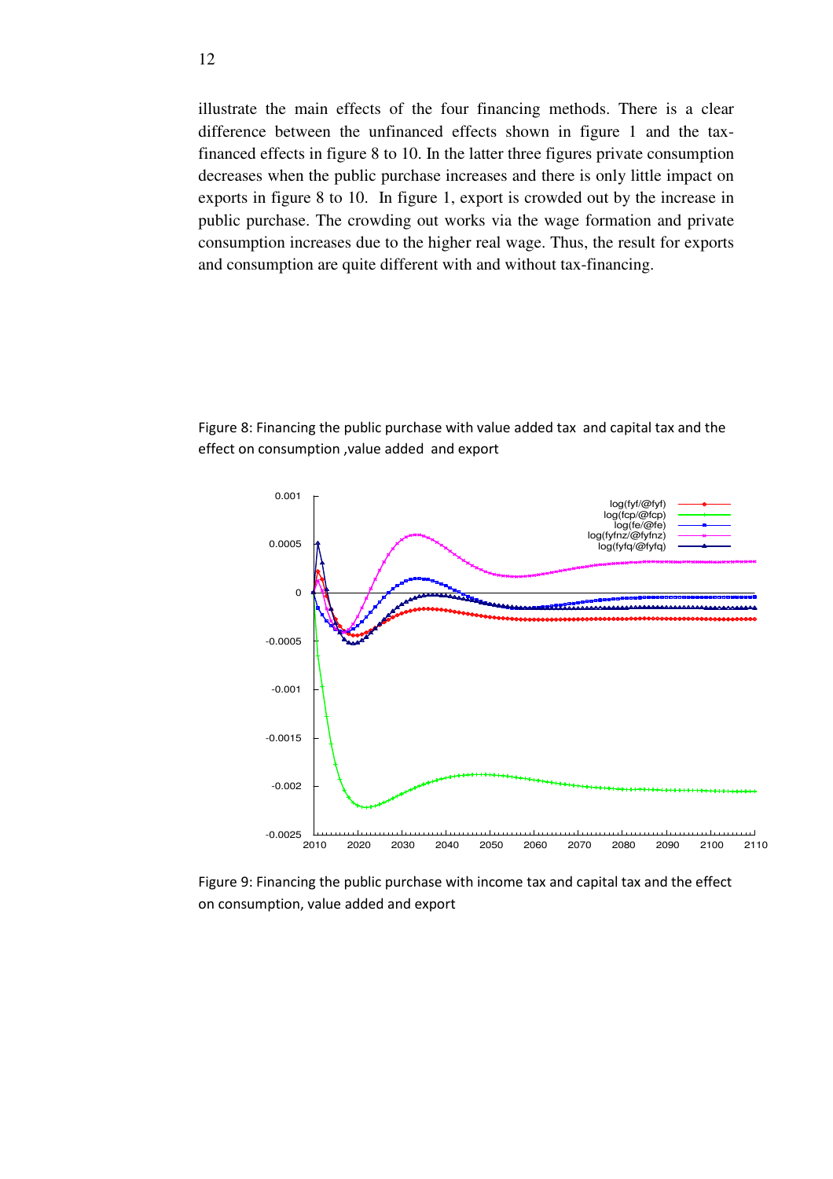illustrate the main effects of the four financing methods. There is a clear difference between the unfinanced effects shown in figure 1 and the tax-financed effects in figure 8 to 10. In the latter three figures private consumption decreases when the public purchase increases and there is only little impact on exports in figure 8 to 10. In figure 1, export is crowded out by the increase in public purchase. The crowding out works via the wage formation and private consumption increases due to the higher real wage. Thus, the result for exports and consumption are quite different with and without tax-financing.

Figure 8: Financing the public purchase with value added tax and capital tax and the effect on consumption ,value added and export

Figure 9: Financing the public purchase with income tax and capital tax and the effect on consumption, value added and export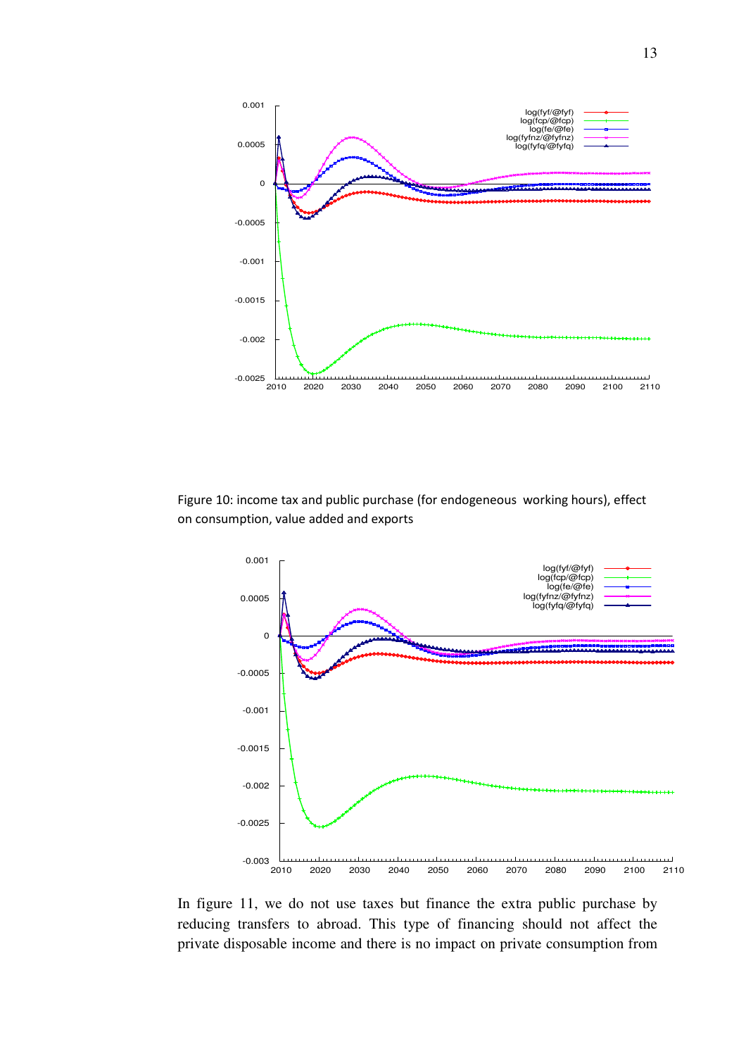Figure 10: income tax and public purchase (for endogeneous working hours), effect on consumption, value added and exports

In figure 11, we do not use taxes but finance the extra public purchase by reducing transfers to abroad. This type of financing should not affect the private disposable income and there is no impact on private consumption from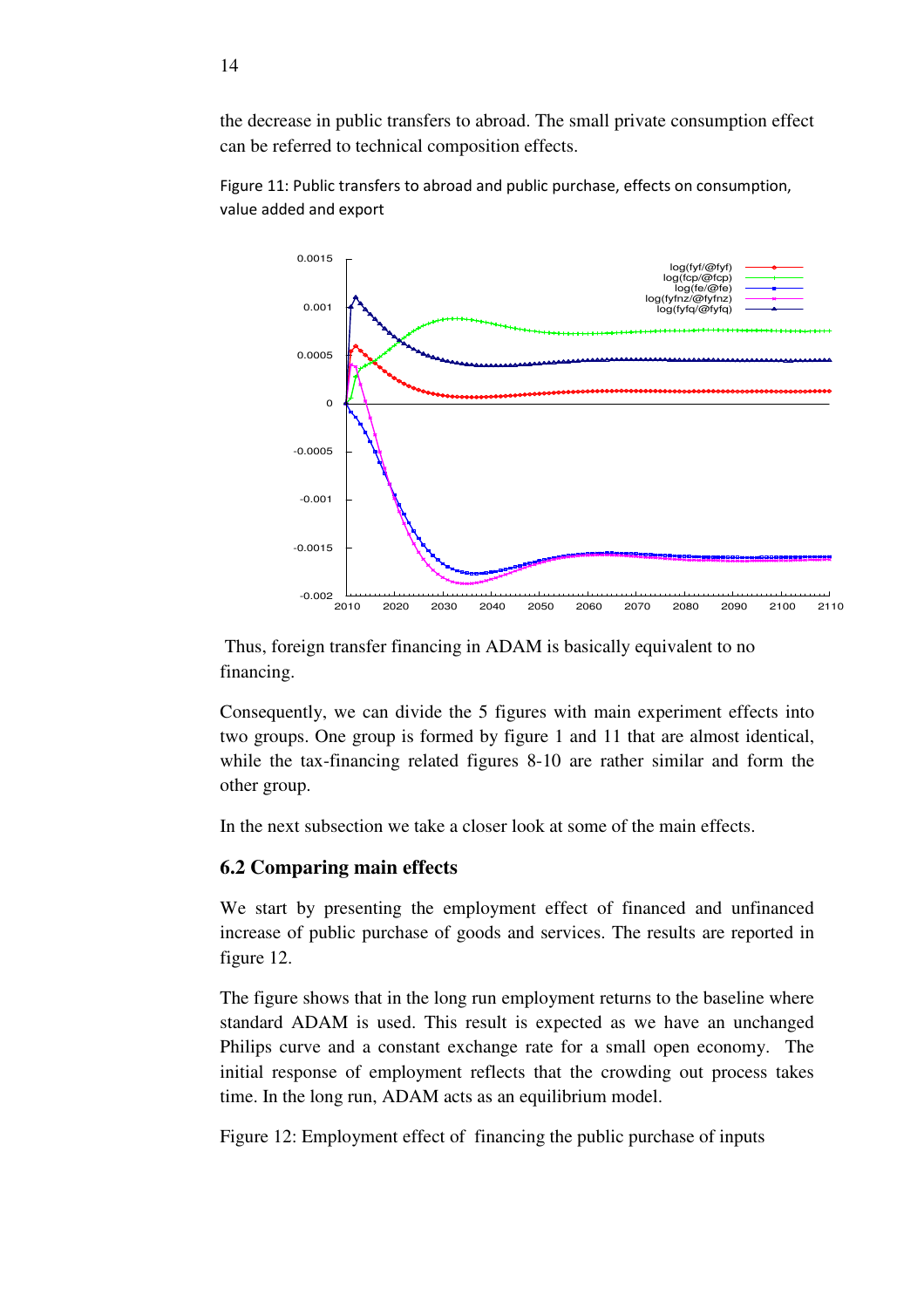the decrease in public transfers to abroad. The small private consumption effect can be referred to technical composition effects.

Figure 11: Public transfers to abroad and public purchase, effects on consumption, value added and export

Thus, foreign transfer financing in ADAM is basically equivalent to no financing.

Consequently, we can divide the 5 figures with main experiment effects into two groups. One group is formed by figure 1 and 11 that are almost identical, while the tax-financing related figures 8-10 are rather similar and form the other group.

In the next subsection we take a closer look at some of the main effects.

## 6.2 Comparing main effects

We start by presenting the employment effect of financed and unfinanced increase of public purchase of goods and services. The results are reported in figure 12.

The figure shows that in the long run employment returns to the baseline where standard ADAM is used. This result is expected as we have an unchanged Philips curve and a constant exchange rate for a small open economy. The initial response of employment reflects that the crowding out process takes time. In the long run, ADAM acts as an equilibrium model.

Figure 12: Employment effect of financing the public purchase of inputs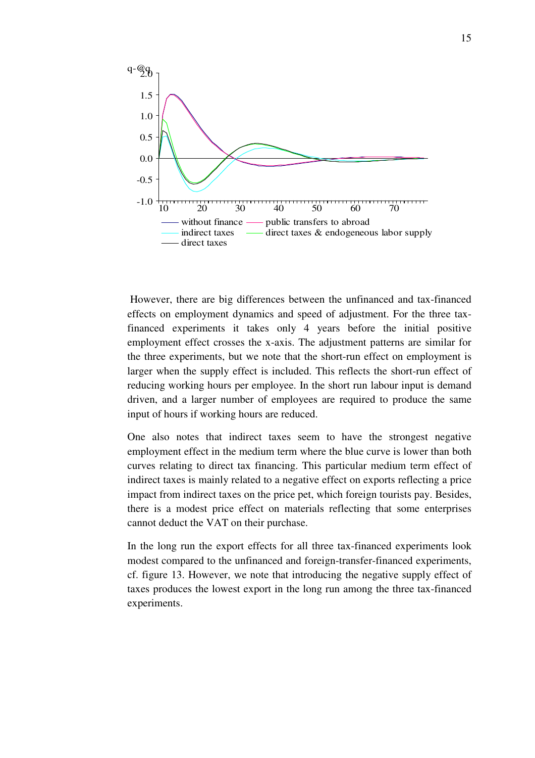q-@q

However, there are big differences between the unfinanced and tax-financed effects on employment dynamics and speed of adjustment. For the three tax-financed experiments it takes only 4 years before the initial positive employment effect crosses the x-axis. The adjustment patterns are similar for the three experiments, but we note that the short-run effect on employment is larger when the supply effect is included. This reflects the short-run effect of reducing working hours per employee. In the short run labour input is demand driven, and a larger number of employees are required to produce the same input of hours if working hours are reduced.

One also notes that indirect taxes seem to have the strongest negative employment effect in the medium term where the blue curve is lower than both curves relating to direct tax financing. This particular medium term effect of indirect taxes is mainly related to a negative effect on exports reflecting a price impact from indirect taxes on the price pet, which foreign tourists pay. Besides, there is a modest price effect on materials reflecting that some enterprises cannot deduct the VAT on their purchase.

In the long run the export effects for all three tax-financed experiments look modest compared to the unfinanced and foreign-transfer-financed experiments, cf. figure 13. However, we note that introducing the negative supply effect of taxes produces the lowest export in the long run among the three tax-financed experiments.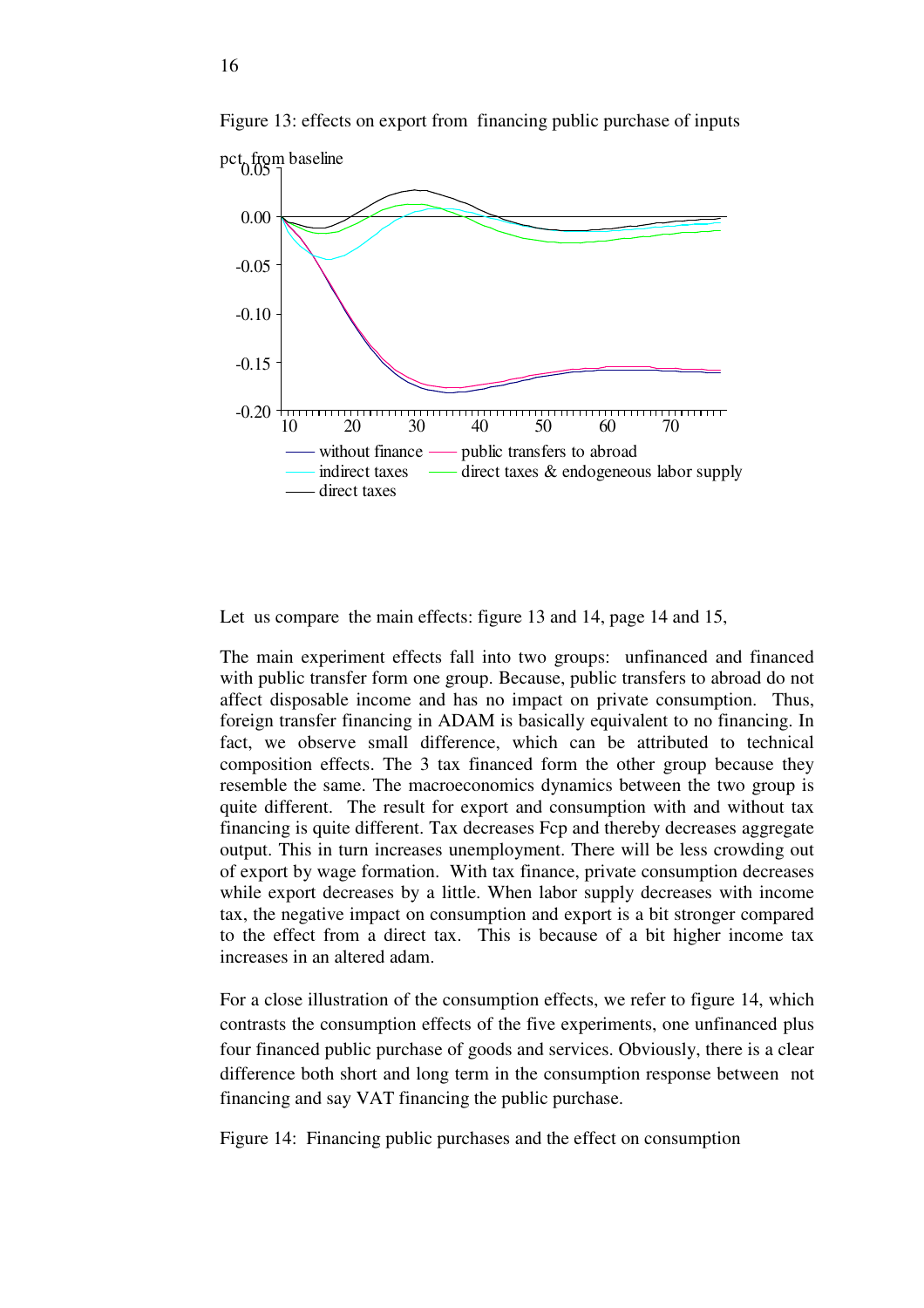Figure 13: effects on export from financing public purchase of inputs

Let us compare the main effects: figure 13 and 14, page 14 and 15,

The main experiment effects fall into two groups: unfinanced and financed with public transfer form one group. Because, public transfers to abroad do not affect disposable income and has no impact on private consumption. Thus, foreign transfer financing in ADAM is basically equivalent to no financing. In fact, we observe small difference, which can be attributed to technical composition effects. The 3 tax financed form the other group because they resemble the same. The macroeconomics dynamics between the two group is quite different. The result for export and consumption with and without tax financing is quite different. Tax decreases Fcp and thereby decreases aggregate output. This in turn increases unemployment. There will be less crowding out of export by wage formation. With tax finance, private consumption decreases while export decreases by a little. When labor supply decreases with income tax, the negative impact on consumption and export is a bit stronger compared to the effect from a direct tax. This is because of a bit higher income tax increases in an altered adam.

For a close illustration of the consumption effects, we refer to figure 14, which contrasts the consumption effects of the five experiments, one unfinanced plus four financed public purchase of goods and services. Obviously, there is a clear difference both short and long term in the consumption response between not financing and say VAT financing the public purchase.

Figure 14: Financing public purchases and the effect on consumption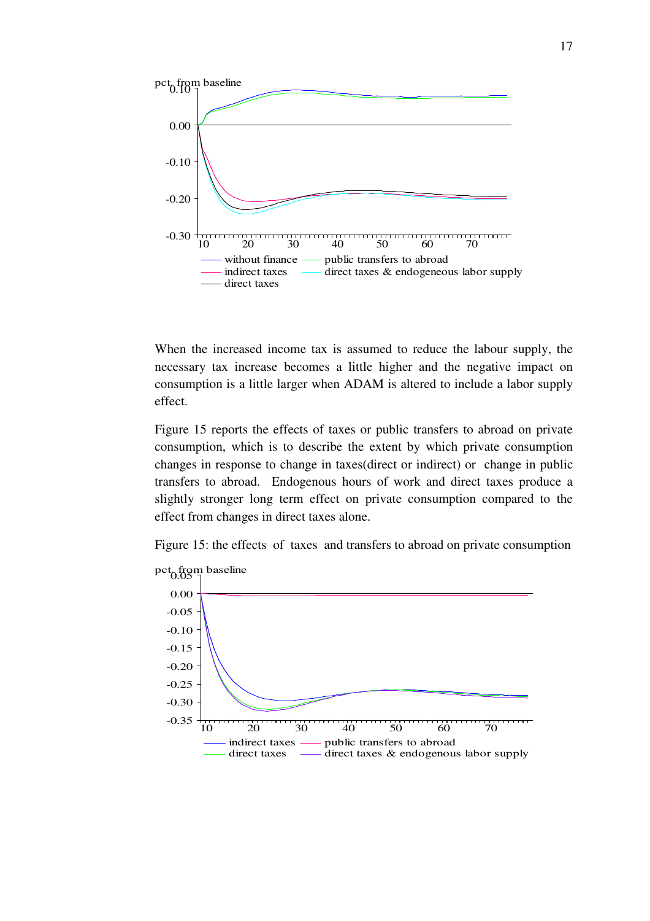pct. from baseline

When the increased income tax is assumed to reduce the labour supply, the necessary tax increase becomes a little higher and the negative impact on consumption is a little larger when ADAM is altered to include a labor supply effect.

Figure 15 reports the effects of taxes or public transfers to abroad on private consumption, which is to describe the extent by which private consumption changes in response to change in taxes(direct or indirect) or change in public transfers to abroad. Endogenous hours of work and direct taxes produce a slightly stronger long term effect on private consumption compared to the effect from changes in direct taxes alone.

Figure 15: the effects of taxes and transfers to abroad on private consumption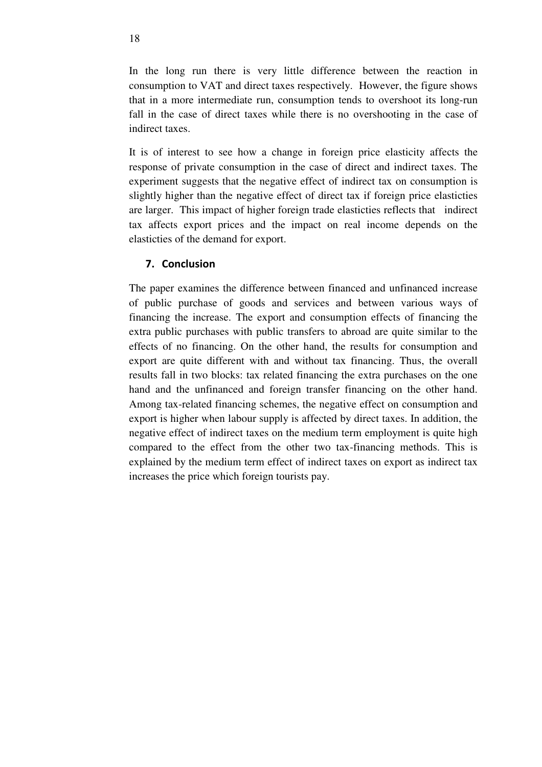In the long run there is very little difference between the reaction in consumption to VAT and direct taxes respectively. However, the figure shows that in a more intermediate run, consumption tends to overshoot its long-run fall in the case of direct taxes while there is no overshooting in the case of indirect taxes.

It is of interest to see how a change in foreign price elasticity affects the response of private consumption in the case of direct and indirect taxes. The experiment suggests that the negative effect of indirect tax on consumption is slightly higher than the negative effect of direct tax if foreign price elasticties are larger. This impact of higher foreign trade elasticties reflects that indirect tax affects export prices and the impact on real income depends on the elasticties of the demand for export.

## 7. Conclusion

The paper examines the difference between financed and unfinanced increase of public purchase of goods and services and between various ways of financing the increase. The export and consumption effects of financing the extra public purchases with public transfers to abroad are quite similar to the effects of no financing. On the other hand, the results for consumption and export are quite different with and without tax financing. Thus, the overall results fall in two blocks: tax related financing the extra purchases on the one hand and the unfinanced and foreign transfer financing on the other hand. Among tax-related financing schemes, the negative effect on consumption and export is higher when labour supply is affected by direct taxes. In addition, the negative effect of indirect taxes on the medium term employment is quite high compared to the effect from the other two tax-financing methods. This is explained by the medium term effect of indirect taxes on export as indirect tax increases the price which foreign tourists pay.